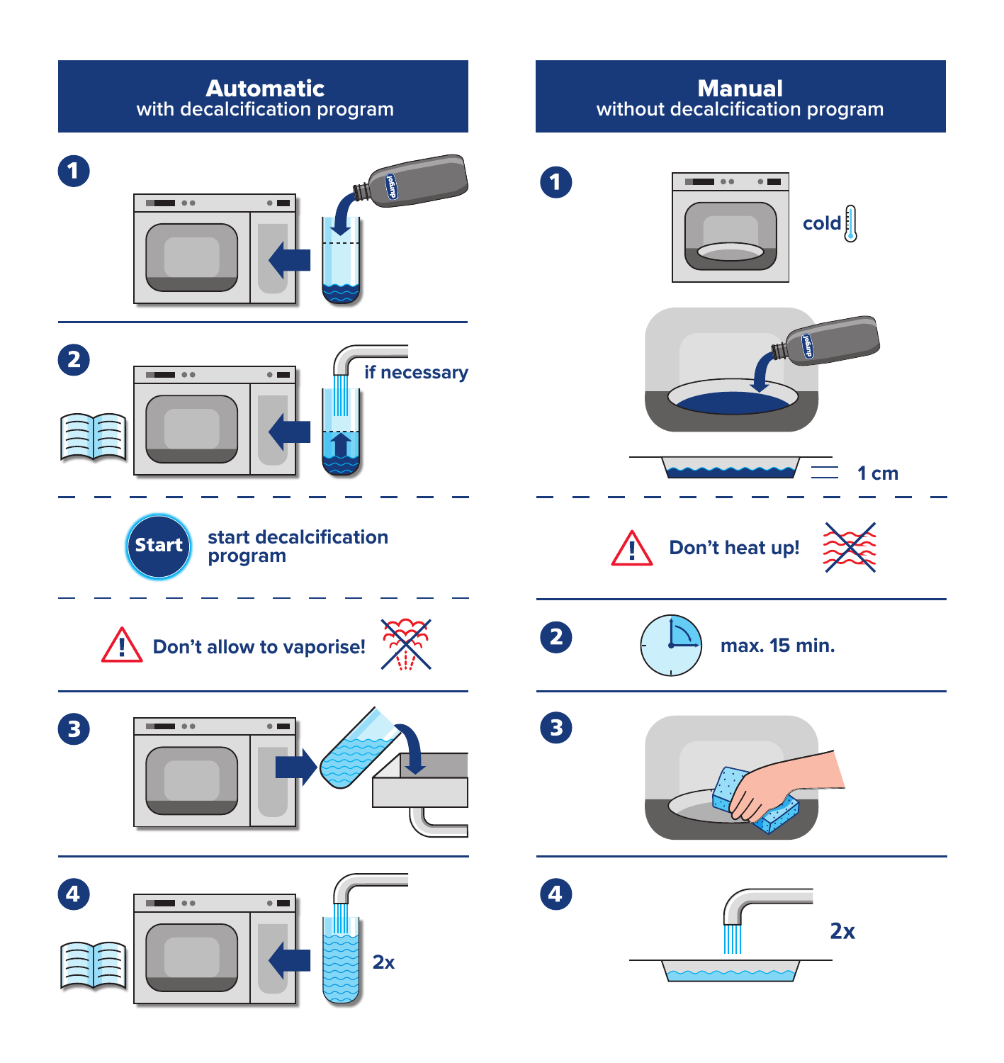## Automatic
with decalcification program

**1**

**2**

if necessary

**Start** start decalcification program

⚠ Don’t allow to vaporise!

**3**

**4**

2x

## Manual
without decalcification program

**1**

cold

1 cm

⚠ Don’t heat up!

**2**

max. 15 min.

**3**

**4**

2x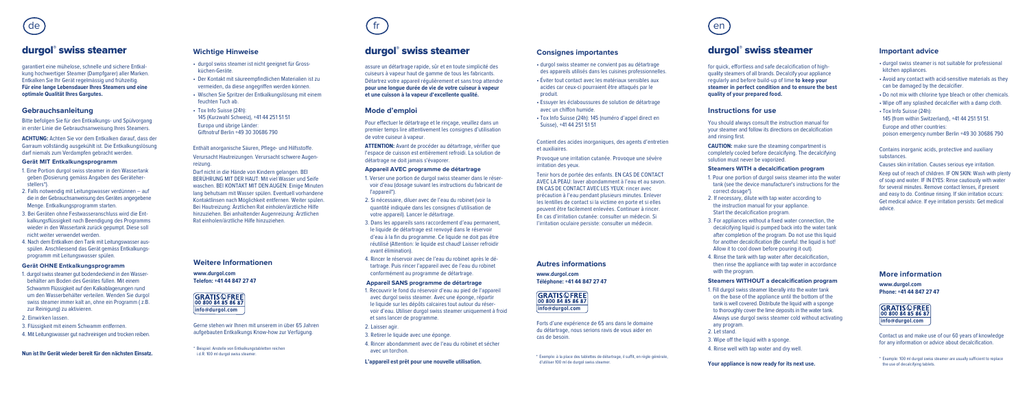de

# durgol® swiss steamer

garantiert eine mühelose, schnelle und sichere Entkalkung hochwertiger Steamer (Dampfgarer) aller Marken. Entkalken Sie Ihr Gerät regelmässig und frühzeitig. **Für eine lange Lebensdauer Ihres Steamers und eine optimale Qualität Ihres Gargutes.**

## Gebrauchsanleitung

Bitte befolgen Sie für den Entkalkungs- und Spülvorgang in erster Linie die Gebrauchsanweisung Ihres Steamers.

**ACHTUNG:** Achten Sie vor dem Entkalken darauf, dass der Garraum vollständig ausgekühlt ist. Die Entkalkungslösung darf niemals zum Verdampfen gebracht werden.

### Gerät MIT Entkalkungsprogramm

1. Eine Portion durgol swiss steamer in den Wassertank geben (Dosierung gemäss Angaben des Geräteherstellers*).
2. Falls notwendig mit Leitungswasser verdünnen – auf die in der Gebrauchsanweisung des Gerätes angegebene Menge. Entkalkungsprogramm starten.
3. Bei Geräten ohne Festwasseranschluss wird die Entkalkungsflüssigkeit nach Beendigung des Programms wieder in den Wassertank zurück gepumpt. Diese soll nicht weiter verwendet werden.
4. Nach dem Entkalken den Tank mit Leitungswasser ausspülen. Anschliessend das Gerät gemäss Entkalkungsprogramm mit Leitungswasser spülen.

### Gerät OHNE Entkalkungsprogramm

1. durgol swiss steamer gut bodendeckend in den Wasserbehälter am Boden des Gerätes füllen. Mit einem Schwamm Flüssigkeit auf den Kalkablagerungen rund um den Wasserbehälter verteilen. Wenden Sie durgol swiss steamer immer kalt an, ohne ein Programm ( z.B. zur Reinigung) zu aktivieren.
2. Einwirken lassen.
3. Flüssigkeit mit einem Schwamm entfernen.
4. Mit Leitungswasser gut nachreinigen und trocken reiben.

**Nun ist Ihr Gerät wieder bereit für den nächsten Einsatz.**

## Wichtige Hinweise

- durgol swiss steamer ist nicht geeignet für Grossküchen-Geräte.
- Der Kontakt mit säureempfindlichen Materialien ist zu vermeiden, da diese angegriffen werden können.
- Wischen Sie Spritzer der Entkalkungslösung mit einem feuchten Tuch ab.
- Tox Info Suisse (24h): 145 (Kurzwahl Schweiz), +41 44 251 51 51
  Europa und übrige Länder: Giftnotruf Berlin +49 30 30686 790

Enthält anorganische Säuren, Pflege- und Hilfsstoffe.

Verursacht Hautreizungen. Verursacht schwere Augenreizung.

Darf nicht in die Hände von Kindern gelangen. BEI BERÜHRUNG MIT DER HAUT: Mit viel Wasser und Seife waschen. BEI KONTAKT MIT DEN AUGEN: Einige Minuten lang behutsam mit Wasser spülen. Eventuell vorhandene Kontaktlinsen nach Möglichkeit entfernen. Weiter spülen. Bei Hautreizung: Ärztlichen Rat einholen/ärztliche Hilfe hinzuziehen. Bei anhaltender Augenreizung: Ärztlichen Rat einholen/ärztliche Hilfe hinzuziehen.

## Weitere Informationen

**www.durgol.com**
**Telefon: +41 44 847 27 47**

GRATIS FREE 00 800 84 85 86 87
info@durgol.com

Gerne stehen wir Ihnen mit unserem in über 65 Jahren aufgebauten Entkalkungs Know-how zur Verfügung.

* Beispiel: Anstelle von Entkalkungstabletten reichen i.d.R. 100 ml durgol swiss steamer.

fr

# durgol® swiss steamer

assure un détartrage rapide, sûr et en toute simplicité des cuiseurs à vapeur haut de gamme de tous les fabricants. Détartrez votre appareil régulièrement et sans trop attendre **pour une longue durée de vie de votre cuiseur à vapeur et une cuisson à la vapeur d'excellente qualité.**

## Mode d'emploi

Pour effectuer le détartrage et le rinçage, veuillez dans un premier temps lire attentivement les consignes d'utilisation de votre cuiseur à vapeur.

**ATTENTION:** Avant de procéder au détartrage, vérifier que l'espace de cuisson est entièrement refroidi. La solution de détartrage ne doit jamais s'évaporer.

### Appareil AVEC programme de détartrage

1. Verser une portion de durgol swiss steamer dans le réservoir d'eau (dosage suivant les instructions du fabricant de l'appareil*).
2. Si nécessaire, diluer avec de l'eau du robinet (voir la quantité indiquée dans les consignes d'utilisation de votre appareil). Lancer le détartrage.
3. Dans les appareils sans raccordement d'eau permanent, le liquide de détartrage est renvoyé dans le réservoir d'eau à la fin du programme. Ce liquide ne doit pas être réutilisé (Attention: le liquide est chaud! Laisser refroidir avant élimination).
4. Rincer le réservoir avec de l'eau du robinet après le détartrage. Puis rincer l'appareil avec de l'eau du robinet conformément au programme de détartrage.

### Appareil SANS programme de détartrage

1. Recouvrir le fond du réservoir d'eau au pied de l'appareil avec durgol swiss steamer. Avec une éponge, répartir le liquide sur les dépôts calcaires tout autour du réservoir d'eau. Utiliser durgol swiss steamer uniquement à froid et sans lancer de programme.
2. Laisser agir.
3. Retirer le liquide avec une éponge.
4. Rincer abondamment avec de l'eau du robinet et sécher avec un torchon.

**L'appareil est prêt pour une nouvelle utilisation.**

## Consignes importantes

- durgol swiss steamer ne convient pas au détartrage des appareils utilisés dans les cuisines professionnelles.
- Éviter tout contact avec les matériaux sensibles aux acides car ceux-ci pourraient être attaqués par le produit.
- Essuyer les éclaboussures de solution de détartrage avec un chiffon humide.
- Tox Info Suisse (24h): 145 (numéro d'appel direct en Suisse), +41 44 251 51 51

Contient des acides inorganiques, des agents d'entretien et auxiliaires.

Provoque une irritation cutanée. Provoque une sévère irritation des yeux.

Tenir hors de portée des enfants. EN CAS DE CONTACT AVEC LA PEAU: laver abondamment à l'eau et au savon. EN CAS DE CONTACT AVEC LES YEUX: rincer avec précaution à l'eau pendant plusieurs minutes. Enlever les lentilles de contact si la victime en porte et si elles peuvent être facilement enlevées. Continuer à rincer. En cas d'irritation cutanée: consulter un médecin. Si l'irritation oculaire persiste: consulter un médecin.

## Autres informations

**www.durgol.com**
**Téléphone: +41 44 847 27 47**

GRATIS FREE 00 800 84 85 86 87
info@durgol.com

Forts d'une expérience de 65 ans dans le domaine du détartrage, nous serons ravis de vous aider en cas de besoin.

* Exemple: à la place des tablettes de détartrage, il suffit, en règle générale, d'utiliser 100 ml de durgol swiss steamer.

en

# durgol® swiss steamer

for quick, effortless and safe decalcification of high-quality steamers of all brands. Decalcify your appliance regularly and before build-up of lime **to keep your steamer in perfect condition and to ensure the best quality of your prepared food.**

## Instructions for use

You should always consult the instruction manual for your steamer and follow its directions on decalcification and rinsing first.

**CAUTION:** make sure the steaming compartment is completely cooled before decalcifying. The decalcifying solution must never be vaporized.

### Steamers WITH a decalcification program

1. Pour one portion of durgol swiss steamer into the water tank (see the device manufacturer's instructions for the correct dosage*).
2. If necessary, dilute with tap water according to the instruction manual for your appliance. Start the decalcification program.
3. For appliances without a fixed water connection, the decalcifying liquid is pumped back into the water tank after completion of the program. Do not use this liquid for another decalcification (Be careful: the liquid is hot! Allow it to cool down before pouring it out).
4. Rinse the tank with tap water after decalcification, then rinse the appliance with tap water in accordance with the program.

### Steamers WITHOUT a decalcification program

1. Fill durgol swiss steamer liberally into the water tank on the base of the appliance until the bottom of the tank is well covered. Distribute the liquid with a sponge to thoroughly cover the lime deposits in the water tank. Always use durgol swiss steamer cold without activating any program.
2. Let stand.
3. Wipe off the liquid with a sponge.
4. Rinse well with tap water and dry well.

**Your appliance is now ready for its next use.**

## Important advice

- durgol swiss steamer is not suitable for professional kitchen appliances.
- Avoid any contact with acid-sensitive materials as they can be damaged by the decalcifier.
- Do not mix with chlorine type bleach or other chemicals.
- Wipe off any splashed decalcifier with a damp cloth.
- Tox Info Suisse (24h): 145 (from within Switzerland), +41 44 251 51 51.
  Europe and other countries: poison emergency number Berlin +49 30 30686 790

Contains inorganic acids, protective and auxiliary substances.

Causes skin irritation. Causes serious eye irritation.

Keep out of reach of children. IF ON SKIN: Wash with plenty of soap and water. IF IN EYES: Rinse cautiously with water for several minutes. Remove contact lenses, if present and easy to do. Continue rinsing. If skin irritation occurs: Get medical advice. If eye irritation persists: Get medical advice.

## More information

**www.durgol.com**
**Phone: +41 44 847 27 47**

GRATIS FREE 00 800 84 85 86 87
info@durgol.com

Contact us and make use of our 60 years of knowledge for any information or advice about decalcification.

* Example: 100 ml durgol swiss steamer are usually sufficient to replace the use of decalcifying tablets.